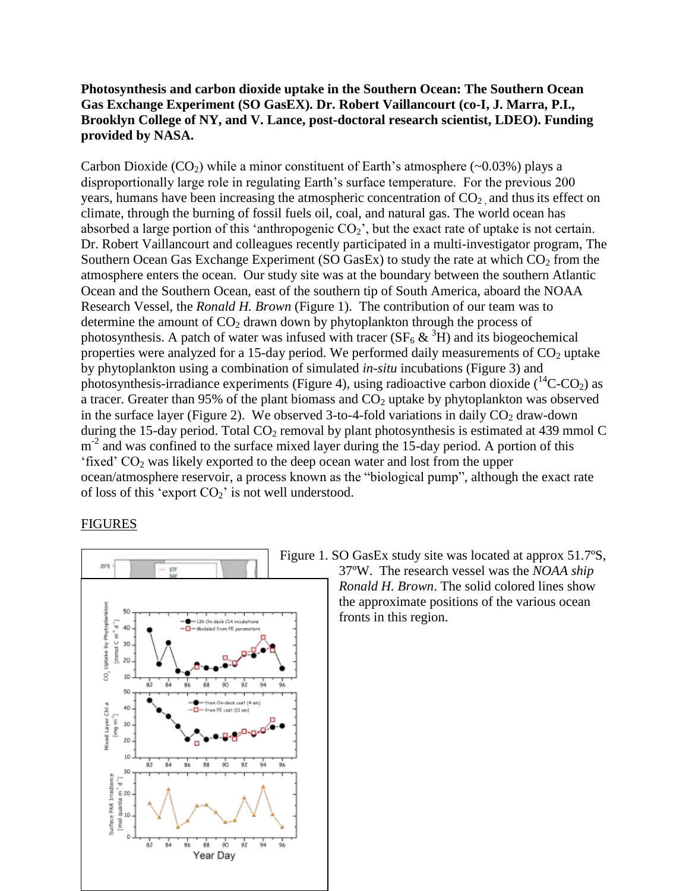**Photosynthesis and carbon dioxide uptake in the Southern Ocean: The Southern Ocean Gas Exchange Experiment (SO GasEX). Dr. Robert Vaillancourt (co-I, J. Marra, P.I., Brooklyn College of NY, and V. Lance, post-doctoral research scientist, LDEO). Funding provided by NASA.**

Carbon Dioxide ($CO_2$) while a minor constituent of Earth's atmosphere (~0.03%) plays a disproportionally large role in regulating Earth's surface temperature. For the previous 200 years, humans have been increasing the atmospheric concentration of $CO_2$, and thus its effect on climate, through the burning of fossil fuels oil, coal, and natural gas. The world ocean has absorbed a large portion of this 'anthropogenic $CO_2$', but the exact rate of uptake is not certain. Dr. Robert Vaillancourt and colleagues recently participated in a multi-investigator program, The Southern Ocean Gas Exchange Experiment (SO GasEx) to study the rate at which $CO_2$ from the atmosphere enters the ocean. Our study site was at the boundary between the southern Atlantic Ocean and the Southern Ocean, east of the southern tip of South America, aboard the NOAA Research Vessel, the *Ronald H. Brown* (Figure 1). The contribution of our team was to determine the amount of $CO_2$ drawn down by phytoplankton through the process of photosynthesis. A patch of water was infused with tracer ($SF_6$ & $^3H$) and its biogeochemical properties were analyzed for a 15-day period. We performed daily measurements of $CO_2$ uptake by phytoplankton using a combination of simulated *in-situ* incubations (Figure 3) and photosynthesis-irradiance experiments (Figure 4), using radioactive carbon dioxide ($^{14}C$-$CO_2$) as a tracer. Greater than 95% of the plant biomass and $CO_2$ uptake by phytoplankton was observed in the surface layer (Figure 2). We observed 3-to-4-fold variations in daily $CO_2$ draw-down during the 15-day period. Total $CO_2$ removal by plant photosynthesis is estimated at 439 mmol C $m^{-2}$ and was confined to the surface mixed layer during the 15-day period. A portion of this 'fixed' $CO_2$ was likely exported to the deep ocean water and lost from the upper ocean/atmosphere reservoir, a process known as the "biological pump", although the exact rate of loss of this 'export $CO_2$' is not well understood.

FIGURES

Figure 1. SO GasEx study site was located at approx 51.7ºS, 37ºW. The research vessel was the *NOAA ship Ronald H. Brown*. The solid colored lines show the approximate positions of the various ocean fronts in this region.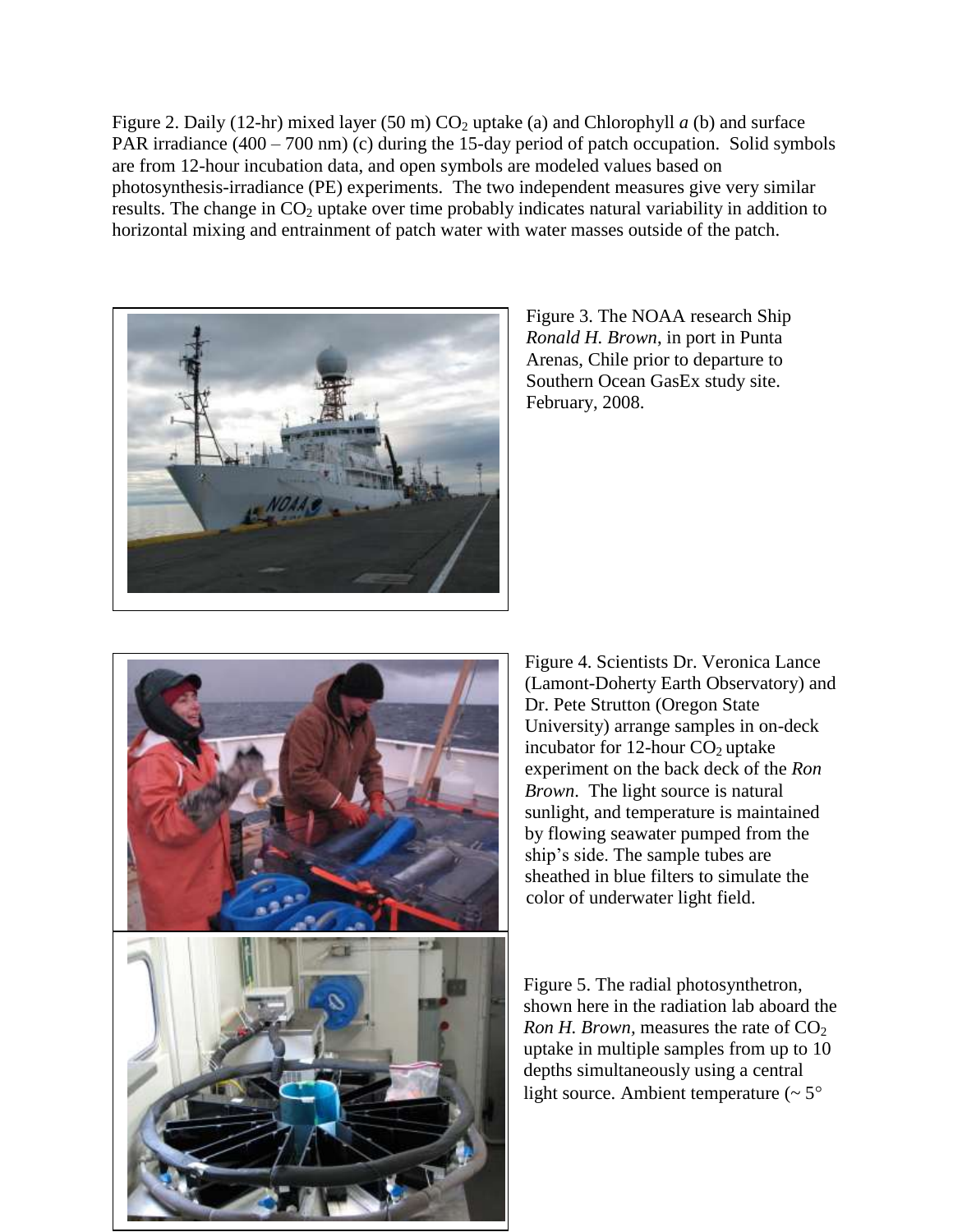Figure 2. Daily (12-hr) mixed layer (50 m) $CO_2$ uptake (a) and Chlorophyll *a* (b) and surface PAR irradiance (400 – 700 nm) (c) during the 15-day period of patch occupation. Solid symbols are from 12-hour incubation data, and open symbols are modeled values based on photosynthesis-irradiance (PE) experiments. The two independent measures give very similar results. The change in $CO_2$ uptake over time probably indicates natural variability in addition to horizontal mixing and entrainment of patch water with water masses outside of the patch.

Figure 3. The NOAA research Ship *Ronald H. Brown*, in port in Punta Arenas, Chile prior to departure to Southern Ocean GasEx study site. February, 2008.

Figure 4. Scientists Dr. Veronica Lance (Lamont-Doherty Earth Observatory) and Dr. Pete Strutton (Oregon State University) arrange samples in on-deck incubator for 12-hour $CO_2$ uptake experiment on the back deck of the *Ron Brown*. The light source is natural sunlight, and temperature is maintained by flowing seawater pumped from the ship's side. The sample tubes are sheathed in blue filters to simulate the color of underwater light field.

Figure 5. The radial photosynthetron, shown here in the radiation lab aboard the *Ron H. Brown*, measures the rate of $CO_2$ uptake in multiple samples from up to 10 depths simultaneously using a central light source. Ambient temperature (~ 5°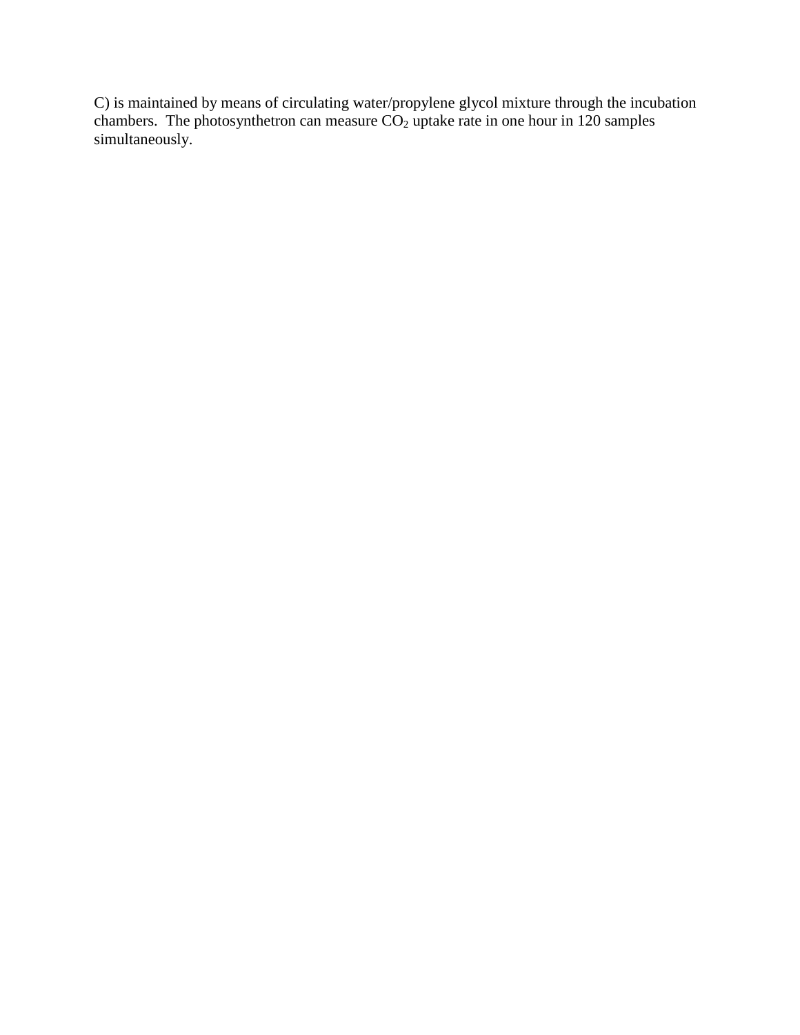C) is maintained by means of circulating water/propylene glycol mixture through the incubation chambers. The photosynthetron can measure $CO_2$ uptake rate in one hour in 120 samples simultaneously.